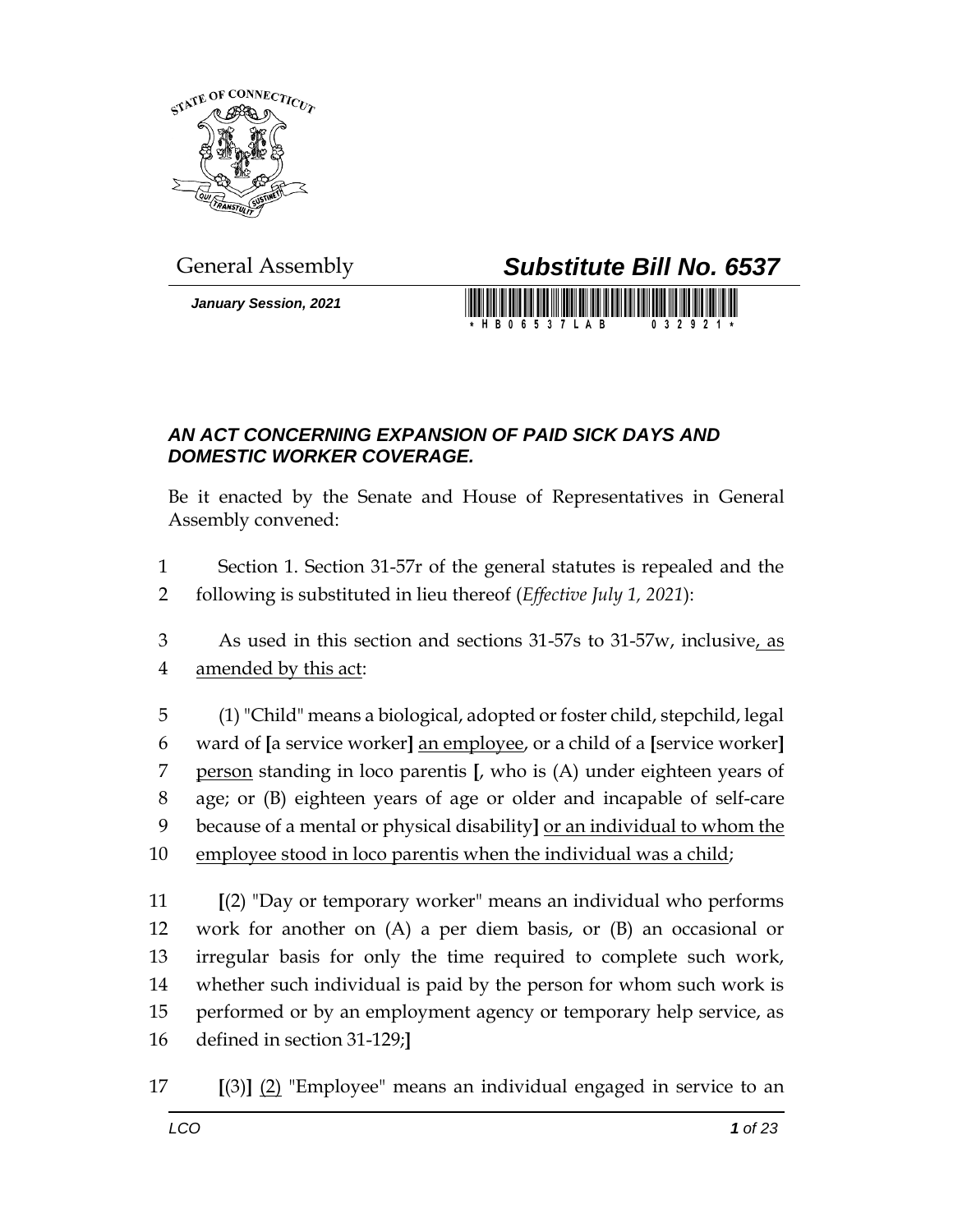General Assembly

# *Substitute Bill No. 6537*

*January Session, 2021*

\*HB06537LAB 032921\*

### *AN ACT CONCERNING EXPANSION OF PAID SICK DAYS AND DOMESTIC WORKER COVERAGE.*

Be it enacted by the Senate and House of Representatives in General Assembly convened:

1 Section 1. Section 31-57r of the general statutes is repealed and the
2 following is substituted in lieu thereof (*Effective July 1, 2021*):

3 As used in this section and sections 31-57s to 31-57w, inclusive, as
4 amended by this act:

5 (1) "Child" means a biological, adopted or foster child, stepchild, legal
6 ward of [a service worker] an employee, or a child of a [service worker]
7 person standing in loco parentis [, who is (A) under eighteen years of
8 age; or (B) eighteen years of age or older and incapable of self-care
9 because of a mental or physical disability] or an individual to whom the
10 employee stood in loco parentis when the individual was a child;

11 [(2) "Day or temporary worker" means an individual who performs
12 work for another on (A) a per diem basis, or (B) an occasional or
13 irregular basis for only the time required to complete such work,
14 whether such individual is paid by the person for whom such work is
15 performed or by an employment agency or temporary help service, as
16 defined in section 31-129;]

17 [(3)] (2) "Employee" means an individual engaged in service to an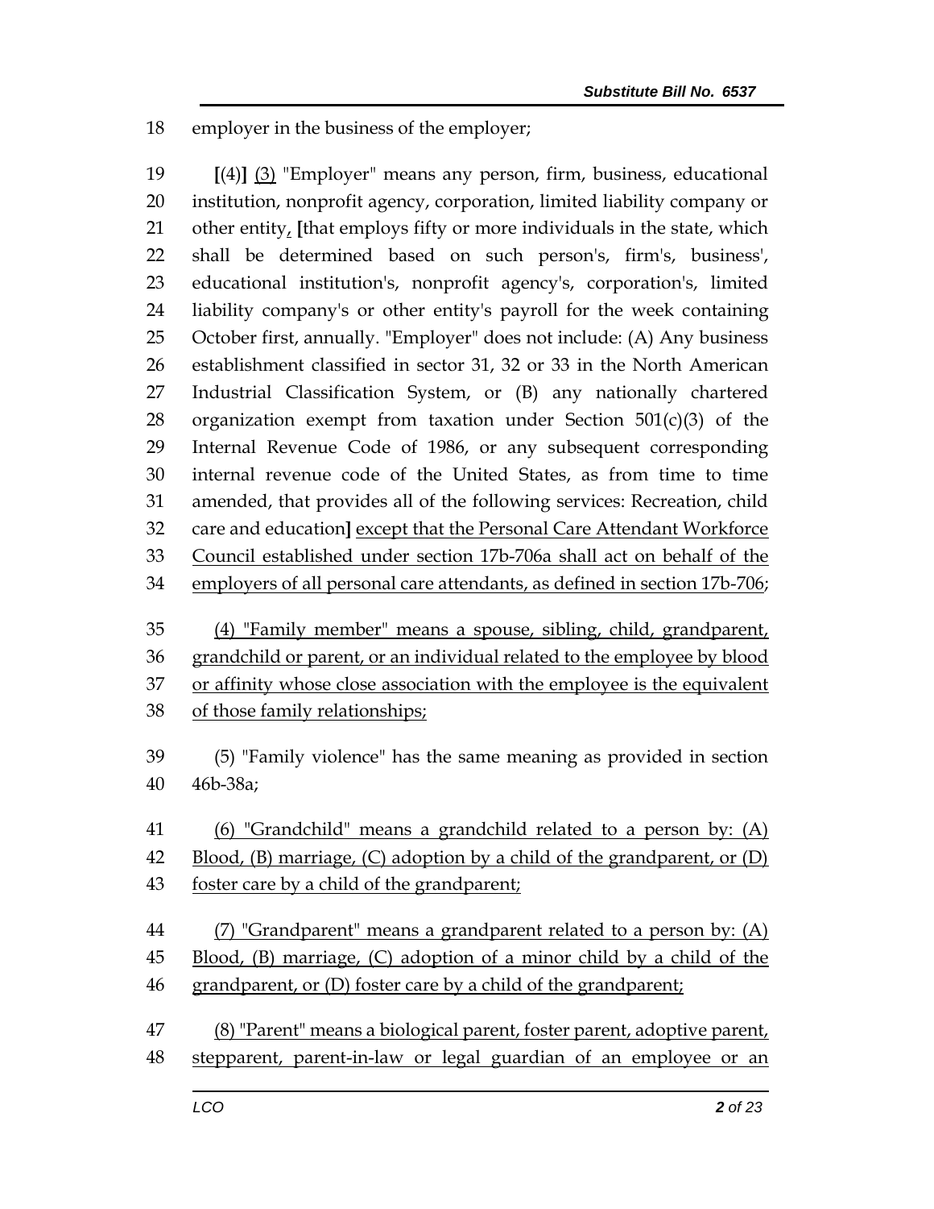18 employer in the business of the employer;

19 [(4)] (3) "Employer" means any person, firm, business, educational
20 institution, nonprofit agency, corporation, limited liability company or
21 other entity, [that employs fifty or more individuals in the state, which
22 shall be determined based on such person's, firm's, business',
23 educational institution's, nonprofit agency's, corporation's, limited
24 liability company's or other entity's payroll for the week containing
25 October first, annually. "Employer" does not include: (A) Any business
26 establishment classified in sector 31, 32 or 33 in the North American
27 Industrial Classification System, or (B) any nationally chartered
28 organization exempt from taxation under Section 501(c)(3) of the
29 Internal Revenue Code of 1986, or any subsequent corresponding
30 internal revenue code of the United States, as from time to time
31 amended, that provides all of the following services: Recreation, child
32 care and education] except that the Personal Care Attendant Workforce
33 Council established under section 17b-706a shall act on behalf of the
34 employers of all personal care attendants, as defined in section 17b-706;

35 (4) "Family member" means a spouse, sibling, child, grandparent,
36 grandchild or parent, or an individual related to the employee by blood
37 or affinity whose close association with the employee is the equivalent
38 of those family relationships;

39 (5) "Family violence" has the same meaning as provided in section
40 46b-38a;

41 (6) "Grandchild" means a grandchild related to a person by: (A)
42 Blood, (B) marriage, (C) adoption by a child of the grandparent, or (D)
43 foster care by a child of the grandparent;

44 (7) "Grandparent" means a grandparent related to a person by: (A)
45 Blood, (B) marriage, (C) adoption of a minor child by a child of the
46 grandparent, or (D) foster care by a child of the grandparent;

47 (8) "Parent" means a biological parent, foster parent, adoptive parent,
48 stepparent, parent-in-law or legal guardian of an employee or an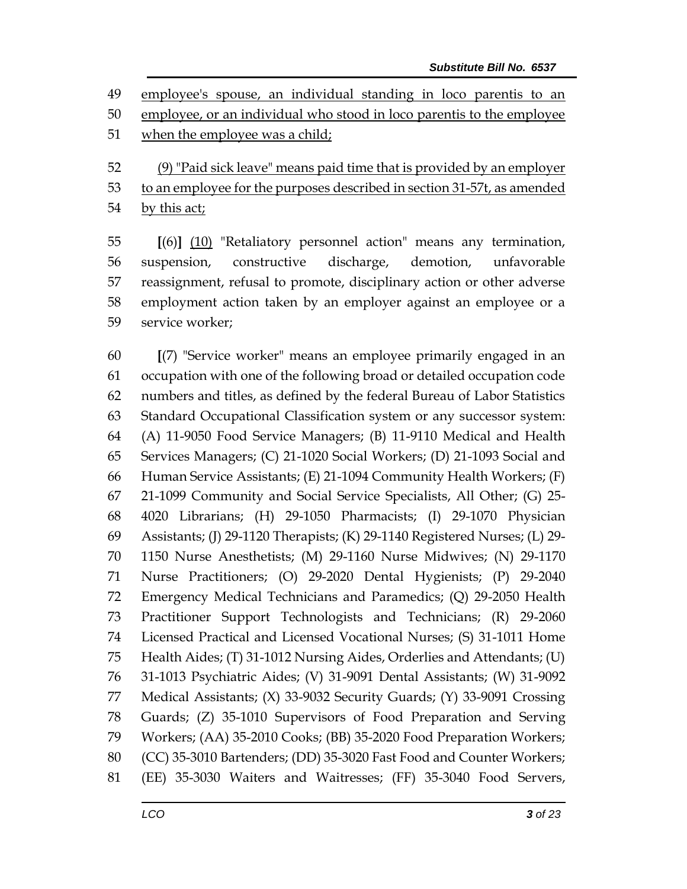49 employee's spouse, an individual standing in loco parentis to an
50 employee, or an individual who stood in loco parentis to the employee
51 when the employee was a child;

52 (9) "Paid sick leave" means paid time that is provided by an employer
53 to an employee for the purposes described in section 31-57t, as amended
54 by this act;

55 [(6)] (10) "Retaliatory personnel action" means any termination,
56 suspension, constructive discharge, demotion, unfavorable
57 reassignment, refusal to promote, disciplinary action or other adverse
58 employment action taken by an employer against an employee or a
59 service worker;

60 [(7) "Service worker" means an employee primarily engaged in an
61 occupation with one of the following broad or detailed occupation code
62 numbers and titles, as defined by the federal Bureau of Labor Statistics
63 Standard Occupational Classification system or any successor system:
64 (A) 11-9050 Food Service Managers; (B) 11-9110 Medical and Health
65 Services Managers; (C) 21-1020 Social Workers; (D) 21-1093 Social and
66 Human Service Assistants; (E) 21-1094 Community Health Workers; (F)
67 21-1099 Community and Social Service Specialists, All Other; (G) 25-
68 4020 Librarians; (H) 29-1050 Pharmacists; (I) 29-1070 Physician
69 Assistants; (J) 29-1120 Therapists; (K) 29-1140 Registered Nurses; (L) 29-
70 1150 Nurse Anesthetists; (M) 29-1160 Nurse Midwives; (N) 29-1170
71 Nurse Practitioners; (O) 29-2020 Dental Hygienists; (P) 29-2040
72 Emergency Medical Technicians and Paramedics; (Q) 29-2050 Health
73 Practitioner Support Technologists and Technicians; (R) 29-2060
74 Licensed Practical and Licensed Vocational Nurses; (S) 31-1011 Home
75 Health Aides; (T) 31-1012 Nursing Aides, Orderlies and Attendants; (U)
76 31-1013 Psychiatric Aides; (V) 31-9091 Dental Assistants; (W) 31-9092
77 Medical Assistants; (X) 33-9032 Security Guards; (Y) 33-9091 Crossing
78 Guards; (Z) 35-1010 Supervisors of Food Preparation and Serving
79 Workers; (AA) 35-2010 Cooks; (BB) 35-2020 Food Preparation Workers;
80 (CC) 35-3010 Bartenders; (DD) 35-3020 Fast Food and Counter Workers;
81 (EE) 35-3030 Waiters and Waitresses; (FF) 35-3040 Food Servers,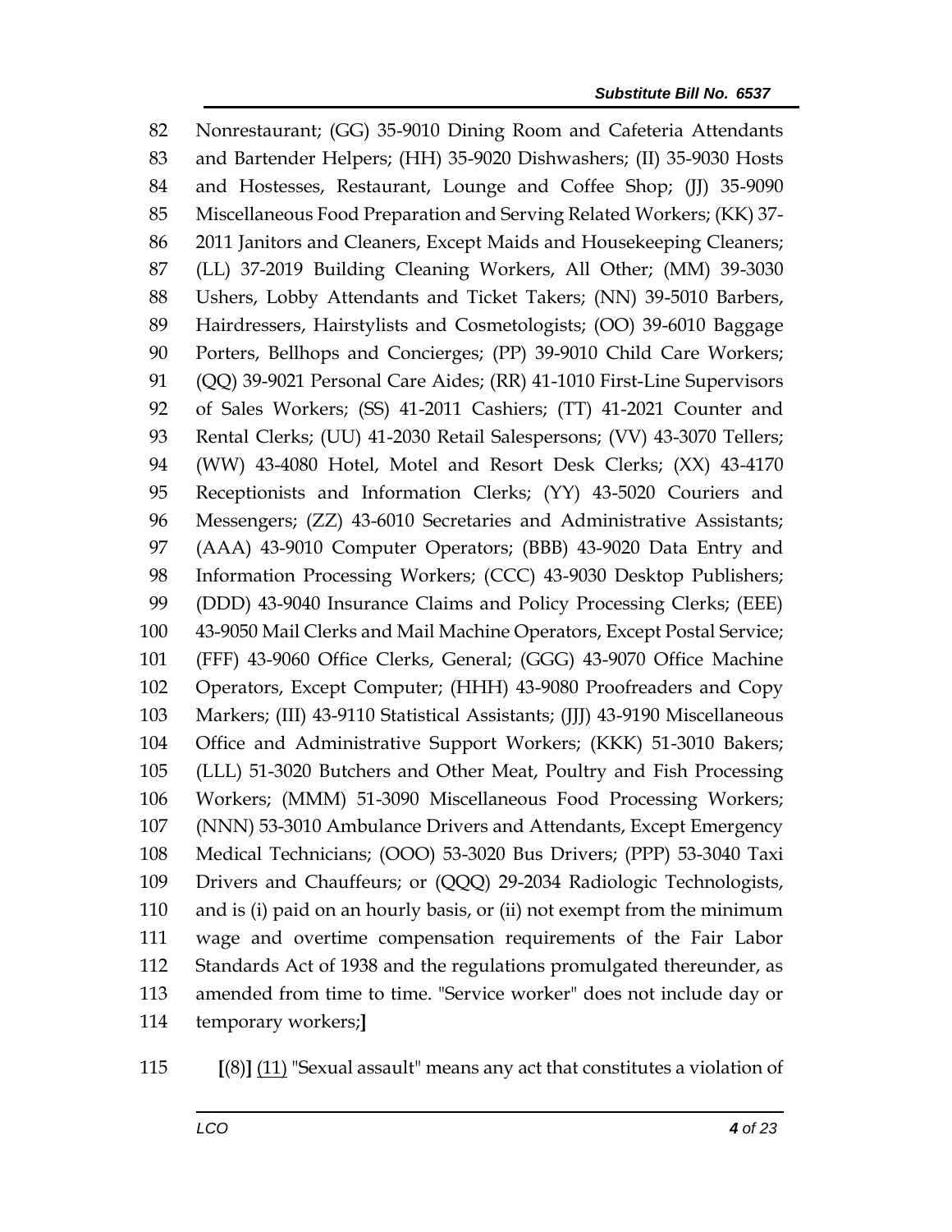Nonrestaurant; (GG) 35-9010 Dining Room and Cafeteria Attendants and Bartender Helpers; (HH) 35-9020 Dishwashers; (II) 35-9030 Hosts and Hostesses, Restaurant, Lounge and Coffee Shop; (JJ) 35-9090 Miscellaneous Food Preparation and Serving Related Workers; (KK) 37-2011 Janitors and Cleaners, Except Maids and Housekeeping Cleaners; (LL) 37-2019 Building Cleaning Workers, All Other; (MM) 39-3030 Ushers, Lobby Attendants and Ticket Takers; (NN) 39-5010 Barbers, Hairdressers, Hairstylists and Cosmetologists; (OO) 39-6010 Baggage Porters, Bellhops and Concierges; (PP) 39-9010 Child Care Workers; (QQ) 39-9021 Personal Care Aides; (RR) 41-1010 First-Line Supervisors of Sales Workers; (SS) 41-2011 Cashiers; (TT) 41-2021 Counter and Rental Clerks; (UU) 41-2030 Retail Salespersons; (VV) 43-3070 Tellers; (WW) 43-4080 Hotel, Motel and Resort Desk Clerks; (XX) 43-4170 Receptionists and Information Clerks; (YY) 43-5020 Couriers and Messengers; (ZZ) 43-6010 Secretaries and Administrative Assistants; (AAA) 43-9010 Computer Operators; (BBB) 43-9020 Data Entry and Information Processing Workers; (CCC) 43-9030 Desktop Publishers; (DDD) 43-9040 Insurance Claims and Policy Processing Clerks; (EEE) 43-9050 Mail Clerks and Mail Machine Operators, Except Postal Service; (FFF) 43-9060 Office Clerks, General; (GGG) 43-9070 Office Machine Operators, Except Computer; (HHH) 43-9080 Proofreaders and Copy Markers; (III) 43-9110 Statistical Assistants; (JJJ) 43-9190 Miscellaneous Office and Administrative Support Workers; (KKK) 51-3010 Bakers; (LLL) 51-3020 Butchers and Other Meat, Poultry and Fish Processing Workers; (MMM) 51-3090 Miscellaneous Food Processing Workers; (NNN) 53-3010 Ambulance Drivers and Attendants, Except Emergency Medical Technicians; (OOO) 53-3020 Bus Drivers; (PPP) 53-3040 Taxi Drivers and Chauffeurs; or (QQQ) 29-2034 Radiologic Technologists, and is (i) paid on an hourly basis, or (ii) not exempt from the minimum wage and overtime compensation requirements of the Fair Labor Standards Act of 1938 and the regulations promulgated thereunder, as amended from time to time. "Service worker" does not include day or temporary workers;]

[(8)] (11) "Sexual assault" means any act that constitutes a violation of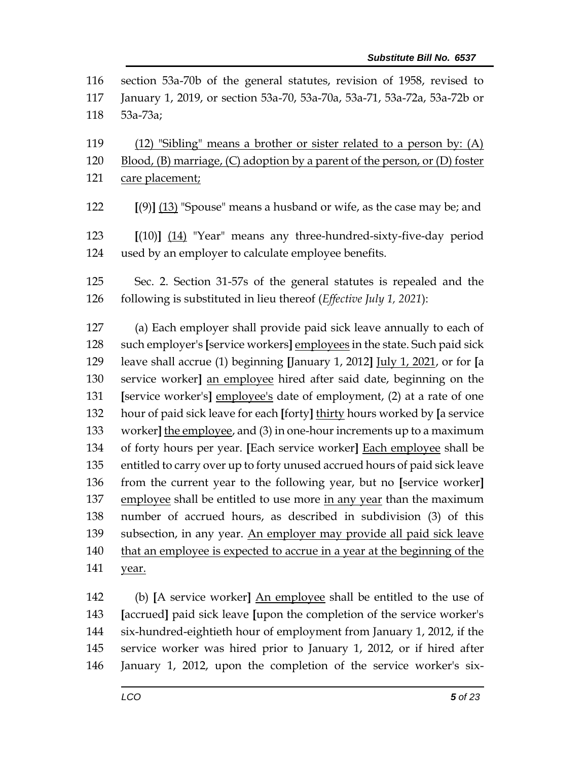116 section 53a-70b of the general statutes, revision of 1958, revised to
117 January 1, 2019, or section 53a-70, 53a-70a, 53a-71, 53a-72a, 53a-72b or
118 53a-73a;

119 <u>(12) "Sibling" means a brother or sister related to a person by: (A)</u>
120 <u>Blood, (B) marriage, (C) adoption by a parent of the person, or (D) foster</u>
121 <u>care placement;</u>

122 **[**(9)**]** <u>(13)</u> "Spouse" means a husband or wife, as the case may be; and

123 **[**(10)**]** <u>(14)</u> "Year" means any three-hundred-sixty-five-day period
124 used by an employer to calculate employee benefits.

125 Sec. 2. Section 31-57s of the general statutes is repealed and the
126 following is substituted in lieu thereof (*Effective July 1, 2021*):

127 (a) Each employer shall provide paid sick leave annually to each of
128 such employer's **[**service workers**]** <u>employees</u> in the state. Such paid sick
129 leave shall accrue (1) beginning **[**January 1, 2012**]** <u>July 1, 2021</u>, or for **[**a
130 service worker**]** <u>an employee</u> hired after said date, beginning on the
131 **[**service worker's**]** <u>employee's</u> date of employment, (2) at a rate of one
132 hour of paid sick leave for each **[**forty**]** <u>thirty</u> hours worked by **[**a service
133 worker**]** <u>the employee</u>, and (3) in one-hour increments up to a maximum
134 of forty hours per year. **[**Each service worker**]** <u>Each employee</u> shall be
135 entitled to carry over up to forty unused accrued hours of paid sick leave
136 from the current year to the following year, but no **[**service worker**]**
137 <u>employee</u> shall be entitled to use more <u>in any year</u> than the maximum
138 number of accrued hours, as described in subdivision (3) of this
139 subsection, in any year. <u>An employer may provide all paid sick leave</u>
140 <u>that an employee is expected to accrue in a year at the beginning of the</u>
141 <u>year.</u>

142 (b) **[**A service worker**]** <u>An employee</u> shall be entitled to the use of
143 **[**accrued**]** paid sick leave **[**upon the completion of the service worker's
144 six-hundred-eightieth hour of employment from January 1, 2012, if the
145 service worker was hired prior to January 1, 2012, or if hired after
146 January 1, 2012, upon the completion of the service worker's six-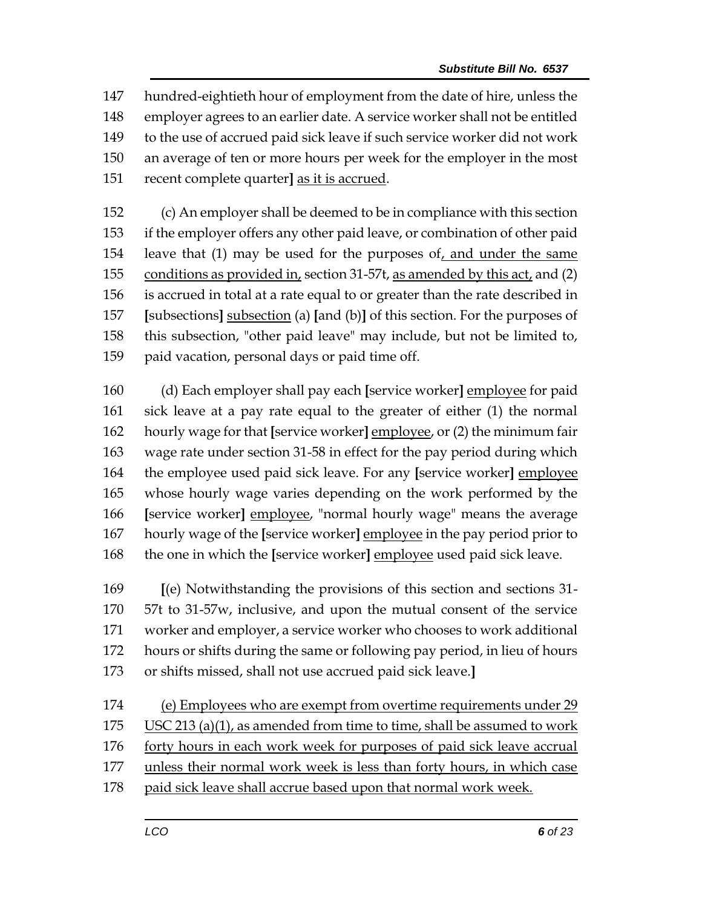hundred-eightieth hour of employment from the date of hire, unless the employer agrees to an earlier date. A service worker shall not be entitled to the use of accrued paid sick leave if such service worker did not work an average of ten or more hours per week for the employer in the most recent complete quarter] as it is accrued.

(c) An employer shall be deemed to be in compliance with this section if the employer offers any other paid leave, or combination of other paid leave that (1) may be used for the purposes of, and under the same conditions as provided in, section 31-57t, as amended by this act, and (2) is accrued in total at a rate equal to or greater than the rate described in [subsections] subsection (a) [and (b)] of this section. For the purposes of this subsection, "other paid leave" may include, but not be limited to, paid vacation, personal days or paid time off.

(d) Each employer shall pay each [service worker] employee for paid sick leave at a pay rate equal to the greater of either (1) the normal hourly wage for that [service worker] employee, or (2) the minimum fair wage rate under section 31-58 in effect for the pay period during which the employee used paid sick leave. For any [service worker] employee whose hourly wage varies depending on the work performed by the [service worker] employee, "normal hourly wage" means the average hourly wage of the [service worker] employee in the pay period prior to the one in which the [service worker] employee used paid sick leave.

[(e) Notwithstanding the provisions of this section and sections 31-57t to 31-57w, inclusive, and upon the mutual consent of the service worker and employer, a service worker who chooses to work additional hours or shifts during the same or following pay period, in lieu of hours or shifts missed, shall not use accrued paid sick leave.]

(e) Employees who are exempt from overtime requirements under 29 USC 213 (a)(1), as amended from time to time, shall be assumed to work forty hours in each work week for purposes of paid sick leave accrual unless their normal work week is less than forty hours, in which case paid sick leave shall accrue based upon that normal work week.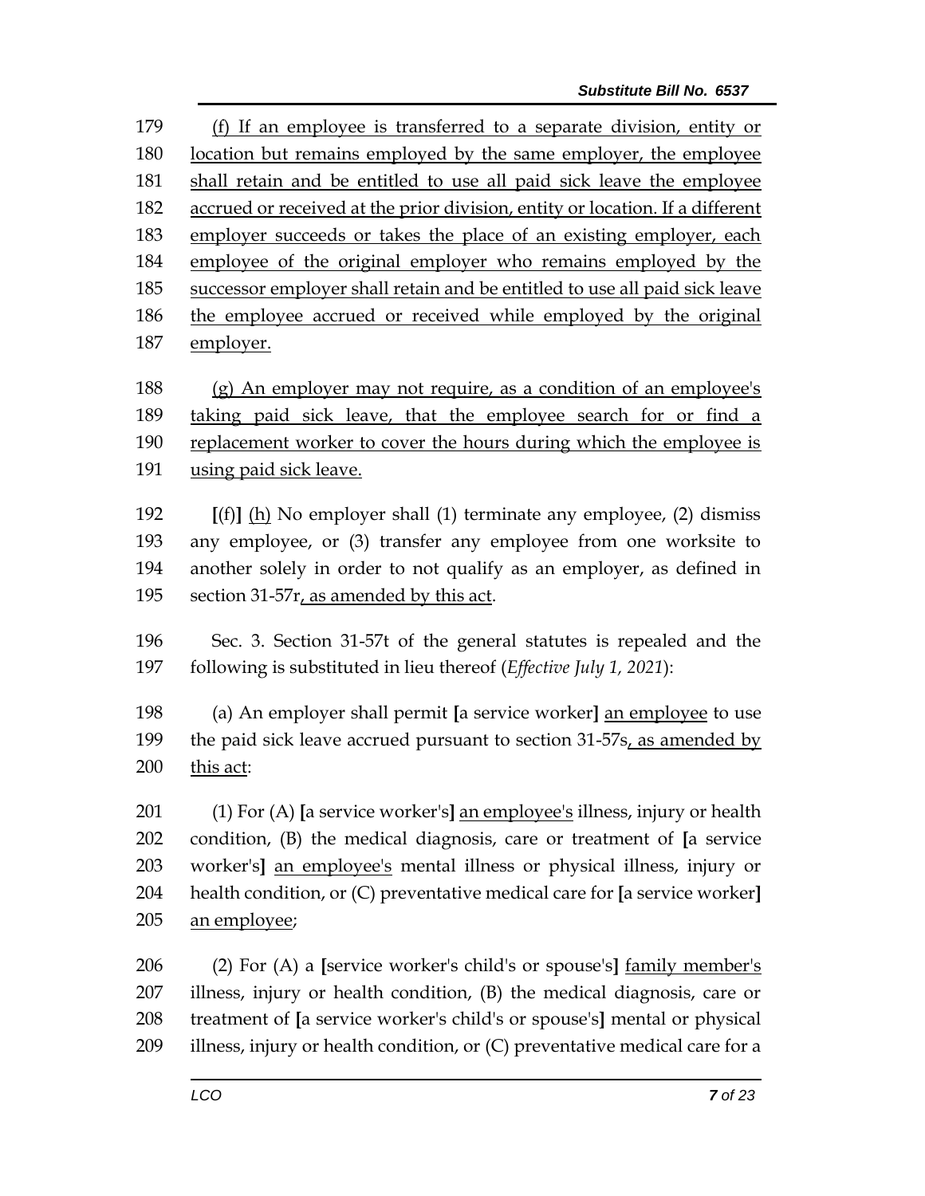179 (f) If an employee is transferred to a separate division, entity or
180 location but remains employed by the same employer, the employee
181 shall retain and be entitled to use all paid sick leave the employee
182 accrued or received at the prior division, entity or location. If a different
183 employer succeeds or takes the place of an existing employer, each
184 employee of the original employer who remains employed by the
185 successor employer shall retain and be entitled to use all paid sick leave
186 the employee accrued or received while employed by the original
187 employer.

188 (g) An employer may not require, as a condition of an employee's
189 taking paid sick leave, that the employee search for or find a
190 replacement worker to cover the hours during which the employee is
191 using paid sick leave.

192 **[**(f)**]** (h) No employer shall (1) terminate any employee, (2) dismiss
193 any employee, or (3) transfer any employee from one worksite to
194 another solely in order to not qualify as an employer, as defined in
195 section 31-57r, as amended by this act.

196 Sec. 3. Section 31-57t of the general statutes is repealed and the
197 following is substituted in lieu thereof (*Effective July 1, 2021*):

198 (a) An employer shall permit **[**a service worker**]** an employee to use
199 the paid sick leave accrued pursuant to section 31-57s, as amended by
200 this act:

201 (1) For (A) **[**a service worker's**]** an employee's illness, injury or health
202 condition, (B) the medical diagnosis, care or treatment of **[**a service
203 worker's**]** an employee's mental illness or physical illness, injury or
204 health condition, or (C) preventative medical care for **[**a service worker**]**
205 an employee;

206 (2) For (A) a **[**service worker's child's or spouse's**]** family member's
207 illness, injury or health condition, (B) the medical diagnosis, care or
208 treatment of **[**a service worker's child's or spouse's**]** mental or physical
209 illness, injury or health condition, or (C) preventative medical care for a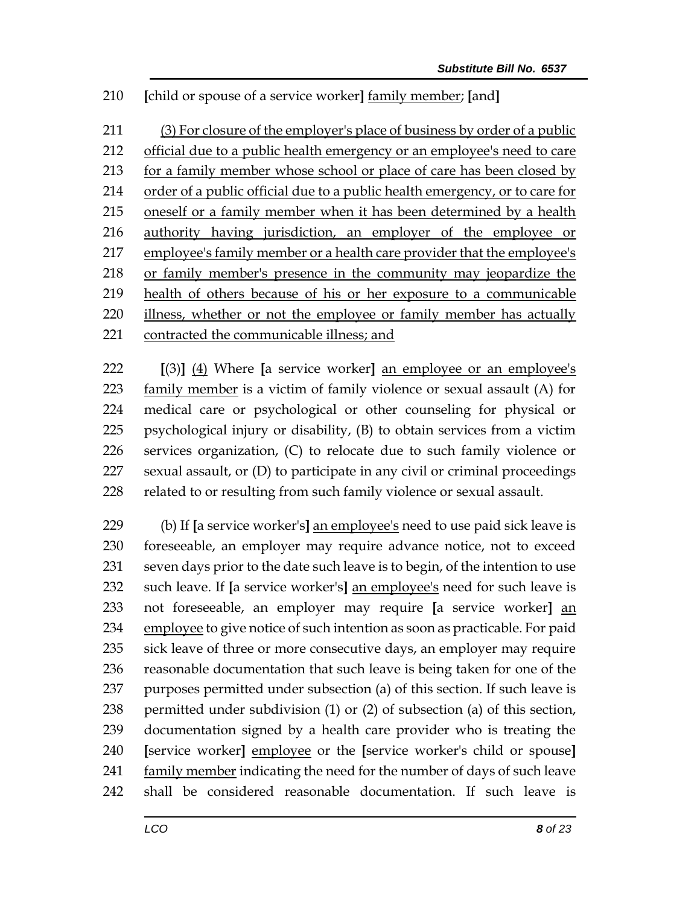210 [child or spouse of a service worker] family member; [and]

211 (3) For closure of the employer's place of business by order of a public
212 official due to a public health emergency or an employee's need to care
213 for a family member whose school or place of care has been closed by
214 order of a public official due to a public health emergency, or to care for
215 oneself or a family member when it has been determined by a health
216 authority having jurisdiction, an employer of the employee or
217 employee's family member or a health care provider that the employee's
218 or family member's presence in the community may jeopardize the
219 health of others because of his or her exposure to a communicable
220 illness, whether or not the employee or family member has actually
221 contracted the communicable illness; and

222 [(3)] (4) Where [a service worker] an employee or an employee's
223 family member is a victim of family violence or sexual assault (A) for
224 medical care or psychological or other counseling for physical or
225 psychological injury or disability, (B) to obtain services from a victim
226 services organization, (C) to relocate due to such family violence or
227 sexual assault, or (D) to participate in any civil or criminal proceedings
228 related to or resulting from such family violence or sexual assault.

229 (b) If [a service worker's] an employee's need to use paid sick leave is
230 foreseeable, an employer may require advance notice, not to exceed
231 seven days prior to the date such leave is to begin, of the intention to use
232 such leave. If [a service worker's] an employee's need for such leave is
233 not foreseeable, an employer may require [a service worker] an
234 employee to give notice of such intention as soon as practicable. For paid
235 sick leave of three or more consecutive days, an employer may require
236 reasonable documentation that such leave is being taken for one of the
237 purposes permitted under subsection (a) of this section. If such leave is
238 permitted under subdivision (1) or (2) of subsection (a) of this section,
239 documentation signed by a health care provider who is treating the
240 [service worker] employee or the [service worker's child or spouse]
241 family member indicating the need for the number of days of such leave
242 shall be considered reasonable documentation. If such leave is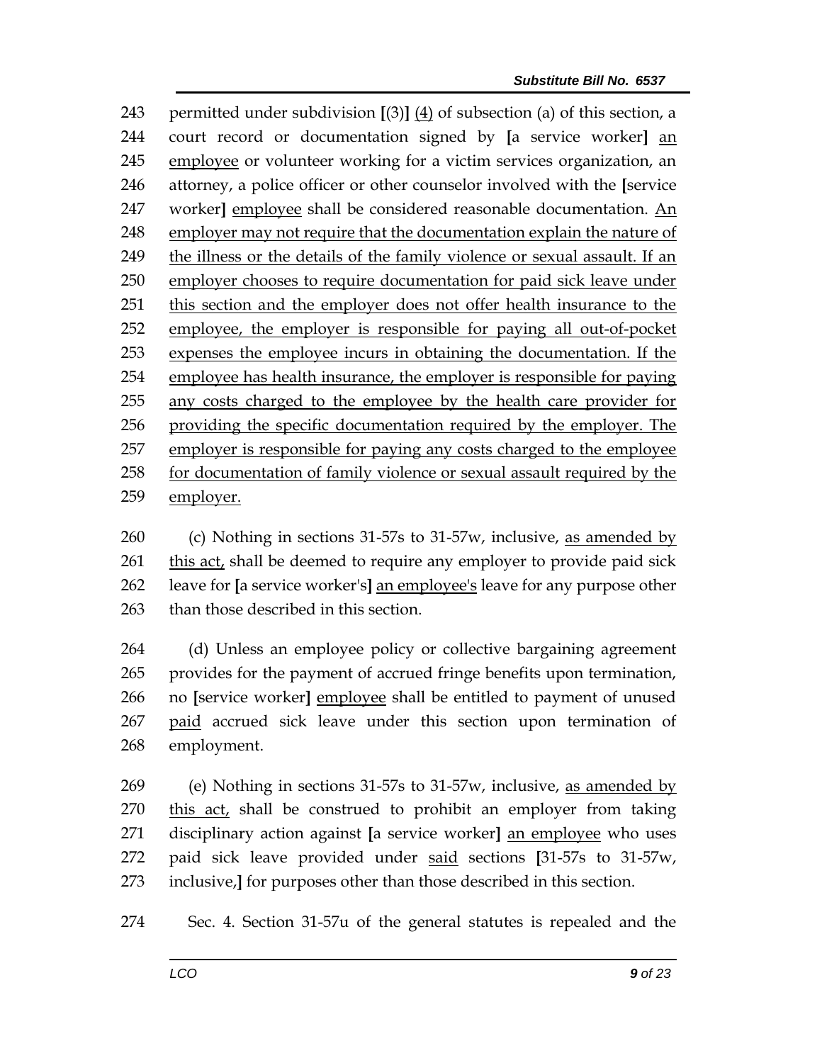243 permitted under subdivision [(3)] <u>(4)</u> of subsection (a) of this section, a
244 court record or documentation signed by [a service worker] <u>an</u>
245 <u>employee</u> or volunteer working for a victim services organization, an
246 attorney, a police officer or other counselor involved with the [service
247 worker] <u>employee</u> shall be considered reasonable documentation. <u>An</u>
248 <u>employer may not require that the documentation explain the nature of</u>
249 <u>the illness or the details of the family violence or sexual assault. If an</u>
250 <u>employer chooses to require documentation for paid sick leave under</u>
251 <u>this section and the employer does not offer health insurance to the</u>
252 <u>employee, the employer is responsible for paying all out-of-pocket</u>
253 <u>expenses the employee incurs in obtaining the documentation. If the</u>
254 <u>employee has health insurance, the employer is responsible for paying</u>
255 <u>any costs charged to the employee by the health care provider for</u>
256 <u>providing the specific documentation required by the employer. The</u>
257 <u>employer is responsible for paying any costs charged to the employee</u>
258 <u>for documentation of family violence or sexual assault required by the</u>
259 <u>employer.</u>

260 (c) Nothing in sections 31-57s to 31-57w, inclusive, <u>as amended by</u>
261 <u>this act,</u> shall be deemed to require any employer to provide paid sick
262 leave for [a service worker's] <u>an employee's</u> leave for any purpose other
263 than those described in this section.

264 (d) Unless an employee policy or collective bargaining agreement
265 provides for the payment of accrued fringe benefits upon termination,
266 no [service worker] <u>employee</u> shall be entitled to payment of unused
267 <u>paid</u> accrued sick leave under this section upon termination of
268 employment.

269 (e) Nothing in sections 31-57s to 31-57w, inclusive, <u>as amended by</u>
270 <u>this act,</u> shall be construed to prohibit an employer from taking
271 disciplinary action against [a service worker] <u>an employee</u> who uses
272 paid sick leave provided under <u>said</u> sections [31-57s to 31-57w,
273 inclusive,] for purposes other than those described in this section.

274 Sec. 4. Section 31-57u of the general statutes is repealed and the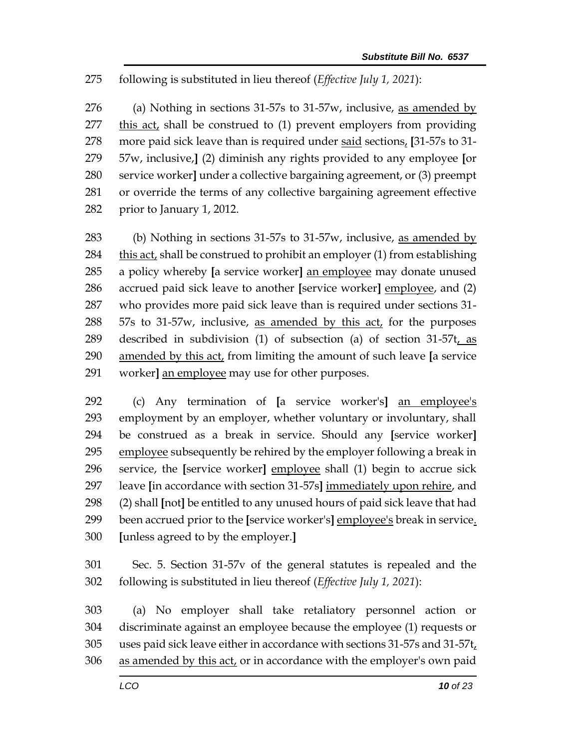following is substituted in lieu thereof (*Effective July 1, 2021*):

(a) Nothing in sections 31-57s to 31-57w, inclusive, as amended by this act, shall be construed to (1) prevent employers from providing more paid sick leave than is required under said sections, [31-57s to 31-57w, inclusive,] (2) diminish any rights provided to any employee [or service worker] under a collective bargaining agreement, or (3) preempt or override the terms of any collective bargaining agreement effective prior to January 1, 2012.

(b) Nothing in sections 31-57s to 31-57w, inclusive, as amended by this act, shall be construed to prohibit an employer (1) from establishing a policy whereby [a service worker] an employee may donate unused accrued paid sick leave to another [service worker] employee, and (2) who provides more paid sick leave than is required under sections 31-57s to 31-57w, inclusive, as amended by this act, for the purposes described in subdivision (1) of subsection (a) of section 31-57t, as amended by this act, from limiting the amount of such leave [a service worker] an employee may use for other purposes.

(c) Any termination of [a service worker's] an employee's employment by an employer, whether voluntary or involuntary, shall be construed as a break in service. Should any [service worker] employee subsequently be rehired by the employer following a break in service, the [service worker] employee shall (1) begin to accrue sick leave [in accordance with section 31-57s] immediately upon rehire, and (2) shall [not] be entitled to any unused hours of paid sick leave that had been accrued prior to the [service worker's] employee's break in service. [unless agreed to by the employer.]

Sec. 5. Section 31-57v of the general statutes is repealed and the following is substituted in lieu thereof (*Effective July 1, 2021*):

(a) No employer shall take retaliatory personnel action or discriminate against an employee because the employee (1) requests or uses paid sick leave either in accordance with sections 31-57s and 31-57t, as amended by this act, or in accordance with the employer's own paid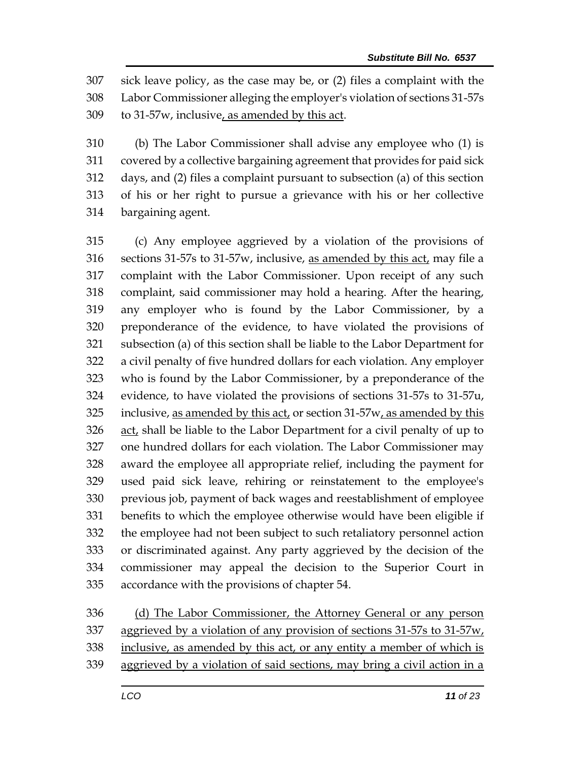307 sick leave policy, as the case may be, or (2) files a complaint with the
308 Labor Commissioner alleging the employer's violation of sections 31-57s
309 to 31-57w, inclusive<u>, as amended by this act</u>.

310 (b) The Labor Commissioner shall advise any employee who (1) is
311 covered by a collective bargaining agreement that provides for paid sick
312 days, and (2) files a complaint pursuant to subsection (a) of this section
313 of his or her right to pursue a grievance with his or her collective
314 bargaining agent.

315 (c) Any employee aggrieved by a violation of the provisions of
316 sections 31-57s to 31-57w, inclusive, <u>as amended by this act,</u> may file a
317 complaint with the Labor Commissioner. Upon receipt of any such
318 complaint, said commissioner may hold a hearing. After the hearing,
319 any employer who is found by the Labor Commissioner, by a
320 preponderance of the evidence, to have violated the provisions of
321 subsection (a) of this section shall be liable to the Labor Department for
322 a civil penalty of five hundred dollars for each violation. Any employer
323 who is found by the Labor Commissioner, by a preponderance of the
324 evidence, to have violated the provisions of sections 31-57s to 31-57u,
325 inclusive, <u>as amended by this act,</u> or section 31-57w<u>, as amended by this</u>
326 <u>act,</u> shall be liable to the Labor Department for a civil penalty of up to
327 one hundred dollars for each violation. The Labor Commissioner may
328 award the employee all appropriate relief, including the payment for
329 used paid sick leave, rehiring or reinstatement to the employee's
330 previous job, payment of back wages and reestablishment of employee
331 benefits to which the employee otherwise would have been eligible if
332 the employee had not been subject to such retaliatory personnel action
333 or discriminated against. Any party aggrieved by the decision of the
334 commissioner may appeal the decision to the Superior Court in
335 accordance with the provisions of chapter 54.

336 <u>(d) The Labor Commissioner, the Attorney General or any person</u>
337 <u>aggrieved by a violation of any provision of sections 31-57s to 31-57w,</u>
338 <u>inclusive, as amended by this act, or any entity a member of which is</u>
339 <u>aggrieved by a violation of said sections, may bring a civil action in a</u>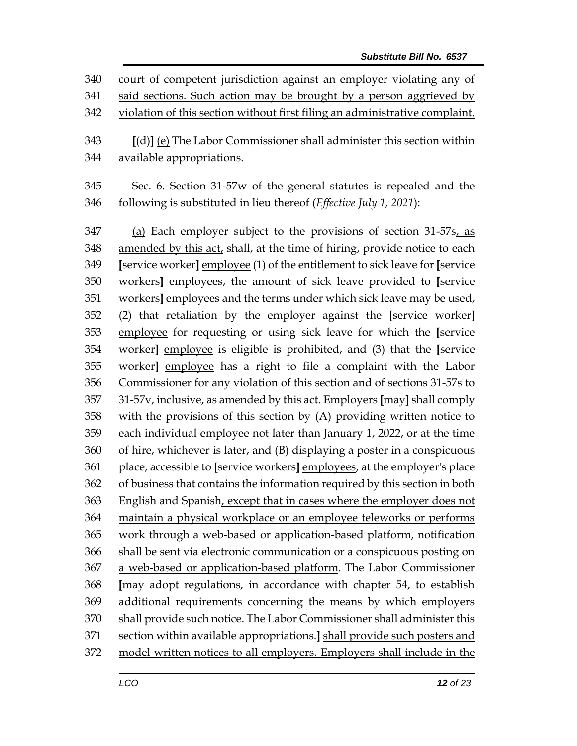court of competent jurisdiction against an employer violating any of said sections. Such action may be brought by a person aggrieved by violation of this section without first filing an administrative complaint.

[(d)] (e) The Labor Commissioner shall administer this section within available appropriations.

Sec. 6. Section 31-57w of the general statutes is repealed and the following is substituted in lieu thereof (*Effective July 1, 2021*):

(a) Each employer subject to the provisions of section 31-57s, as amended by this act, shall, at the time of hiring, provide notice to each [service worker] employee (1) of the entitlement to sick leave for [service workers] employees, the amount of sick leave provided to [service workers] employees and the terms under which sick leave may be used, (2) that retaliation by the employer against the [service worker] employee for requesting or using sick leave for which the [service worker] employee is eligible is prohibited, and (3) that the [service worker] employee has a right to file a complaint with the Labor Commissioner for any violation of this section and of sections 31-57s to 31-57v, inclusive, as amended by this act. Employers [may] shall comply with the provisions of this section by (A) providing written notice to each individual employee not later than January 1, 2022, or at the time of hire, whichever is later, and (B) displaying a poster in a conspicuous place, accessible to [service workers] employees, at the employer's place of business that contains the information required by this section in both English and Spanish, except that in cases where the employer does not maintain a physical workplace or an employee teleworks or performs work through a web-based or application-based platform, notification shall be sent via electronic communication or a conspicuous posting on a web-based or application-based platform. The Labor Commissioner [may adopt regulations, in accordance with chapter 54, to establish additional requirements concerning the means by which employers shall provide such notice. The Labor Commissioner shall administer this section within available appropriations.] shall provide such posters and model written notices to all employers. Employers shall include in the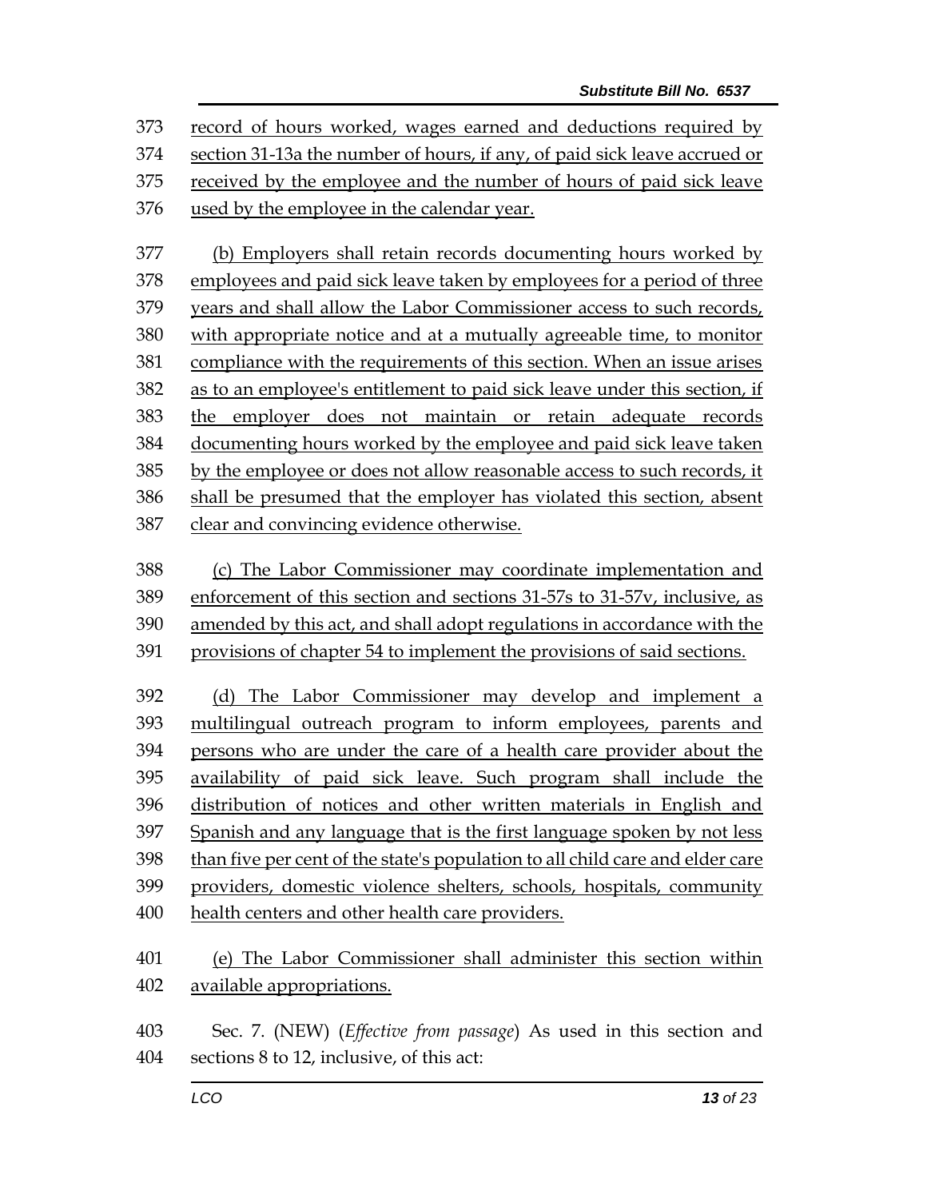record of hours worked, wages earned and deductions required by section 31-13a the number of hours, if any, of paid sick leave accrued or received by the employee and the number of hours of paid sick leave used by the employee in the calendar year.

(b) Employers shall retain records documenting hours worked by employees and paid sick leave taken by employees for a period of three years and shall allow the Labor Commissioner access to such records, with appropriate notice and at a mutually agreeable time, to monitor compliance with the requirements of this section. When an issue arises as to an employee's entitlement to paid sick leave under this section, if the employer does not maintain or retain adequate records documenting hours worked by the employee and paid sick leave taken by the employee or does not allow reasonable access to such records, it shall be presumed that the employer has violated this section, absent clear and convincing evidence otherwise.

(c) The Labor Commissioner may coordinate implementation and enforcement of this section and sections 31-57s to 31-57v, inclusive, as amended by this act, and shall adopt regulations in accordance with the provisions of chapter 54 to implement the provisions of said sections.

(d) The Labor Commissioner may develop and implement a multilingual outreach program to inform employees, parents and persons who are under the care of a health care provider about the availability of paid sick leave. Such program shall include the distribution of notices and other written materials in English and Spanish and any language that is the first language spoken by not less than five per cent of the state's population to all child care and elder care providers, domestic violence shelters, schools, hospitals, community health centers and other health care providers.

(e) The Labor Commissioner shall administer this section within available appropriations.

Sec. 7. (NEW) (*Effective from passage*) As used in this section and sections 8 to 12, inclusive, of this act: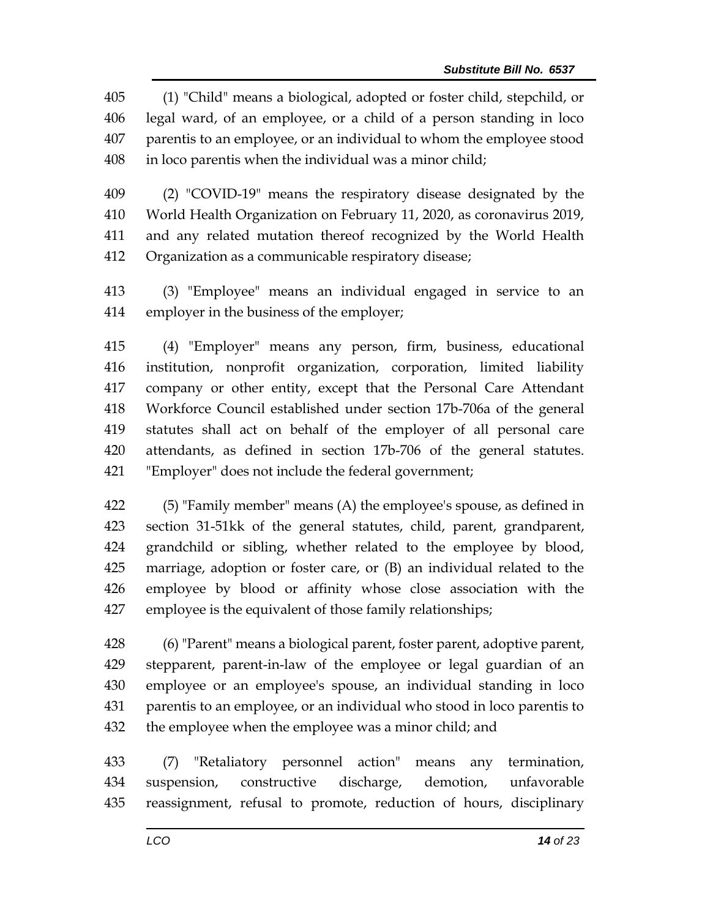(1) "Child" means a biological, adopted or foster child, stepchild, or legal ward, of an employee, or a child of a person standing in loco parentis to an employee, or an individual to whom the employee stood in loco parentis when the individual was a minor child;

(2) "COVID-19" means the respiratory disease designated by the World Health Organization on February 11, 2020, as coronavirus 2019, and any related mutation thereof recognized by the World Health Organization as a communicable respiratory disease;

(3) "Employee" means an individual engaged in service to an employer in the business of the employer;

(4) "Employer" means any person, firm, business, educational institution, nonprofit organization, corporation, limited liability company or other entity, except that the Personal Care Attendant Workforce Council established under section 17b-706a of the general statutes shall act on behalf of the employer of all personal care attendants, as defined in section 17b-706 of the general statutes. "Employer" does not include the federal government;

(5) "Family member" means (A) the employee's spouse, as defined in section 31-51kk of the general statutes, child, parent, grandparent, grandchild or sibling, whether related to the employee by blood, marriage, adoption or foster care, or (B) an individual related to the employee by blood or affinity whose close association with the employee is the equivalent of those family relationships;

(6) "Parent" means a biological parent, foster parent, adoptive parent, stepparent, parent-in-law of the employee or legal guardian of an employee or an employee's spouse, an individual standing in loco parentis to an employee, or an individual who stood in loco parentis to the employee when the employee was a minor child; and

(7) "Retaliatory personnel action" means any termination, suspension, constructive discharge, demotion, unfavorable reassignment, refusal to promote, reduction of hours, disciplinary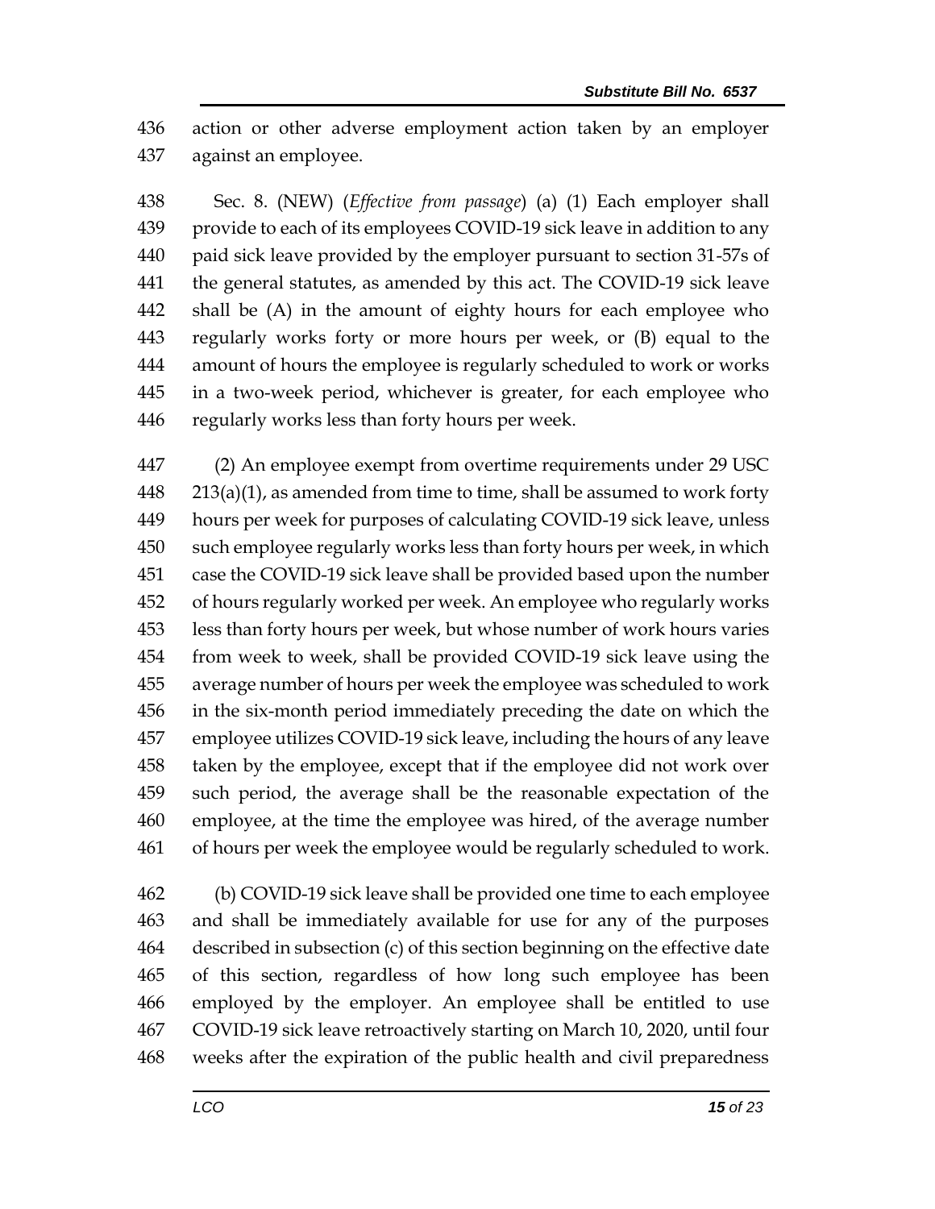action or other adverse employment action taken by an employer against an employee.

Sec. 8. (NEW) (*Effective from passage*) (a) (1) Each employer shall provide to each of its employees COVID-19 sick leave in addition to any paid sick leave provided by the employer pursuant to section 31-57s of the general statutes, as amended by this act. The COVID-19 sick leave shall be (A) in the amount of eighty hours for each employee who regularly works forty or more hours per week, or (B) equal to the amount of hours the employee is regularly scheduled to work or works in a two-week period, whichever is greater, for each employee who regularly works less than forty hours per week.

(2) An employee exempt from overtime requirements under 29 USC 213(a)(1), as amended from time to time, shall be assumed to work forty hours per week for purposes of calculating COVID-19 sick leave, unless such employee regularly works less than forty hours per week, in which case the COVID-19 sick leave shall be provided based upon the number of hours regularly worked per week. An employee who regularly works less than forty hours per week, but whose number of work hours varies from week to week, shall be provided COVID-19 sick leave using the average number of hours per week the employee was scheduled to work in the six-month period immediately preceding the date on which the employee utilizes COVID-19 sick leave, including the hours of any leave taken by the employee, except that if the employee did not work over such period, the average shall be the reasonable expectation of the employee, at the time the employee was hired, of the average number of hours per week the employee would be regularly scheduled to work.

(b) COVID-19 sick leave shall be provided one time to each employee and shall be immediately available for use for any of the purposes described in subsection (c) of this section beginning on the effective date of this section, regardless of how long such employee has been employed by the employer. An employee shall be entitled to use COVID-19 sick leave retroactively starting on March 10, 2020, until four weeks after the expiration of the public health and civil preparedness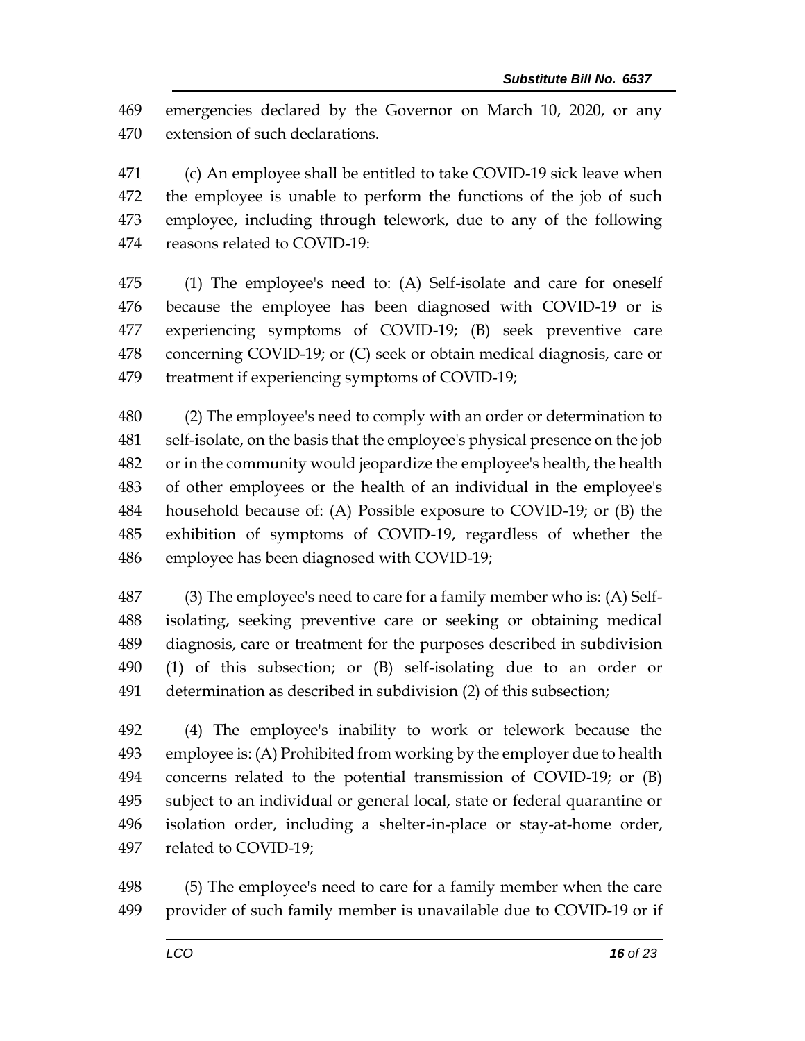emergencies declared by the Governor on March 10, 2020, or any extension of such declarations.

(c) An employee shall be entitled to take COVID-19 sick leave when the employee is unable to perform the functions of the job of such employee, including through telework, due to any of the following reasons related to COVID-19:

(1) The employee's need to: (A) Self-isolate and care for oneself because the employee has been diagnosed with COVID-19 or is experiencing symptoms of COVID-19; (B) seek preventive care concerning COVID-19; or (C) seek or obtain medical diagnosis, care or treatment if experiencing symptoms of COVID-19;

(2) The employee's need to comply with an order or determination to self-isolate, on the basis that the employee's physical presence on the job or in the community would jeopardize the employee's health, the health of other employees or the health of an individual in the employee's household because of: (A) Possible exposure to COVID-19; or (B) the exhibition of symptoms of COVID-19, regardless of whether the employee has been diagnosed with COVID-19;

(3) The employee's need to care for a family member who is: (A) Self-isolating, seeking preventive care or seeking or obtaining medical diagnosis, care or treatment for the purposes described in subdivision (1) of this subsection; or (B) self-isolating due to an order or determination as described in subdivision (2) of this subsection;

(4) The employee's inability to work or telework because the employee is: (A) Prohibited from working by the employer due to health concerns related to the potential transmission of COVID-19; or (B) subject to an individual or general local, state or federal quarantine or isolation order, including a shelter-in-place or stay-at-home order, related to COVID-19;

(5) The employee's need to care for a family member when the care provider of such family member is unavailable due to COVID-19 or if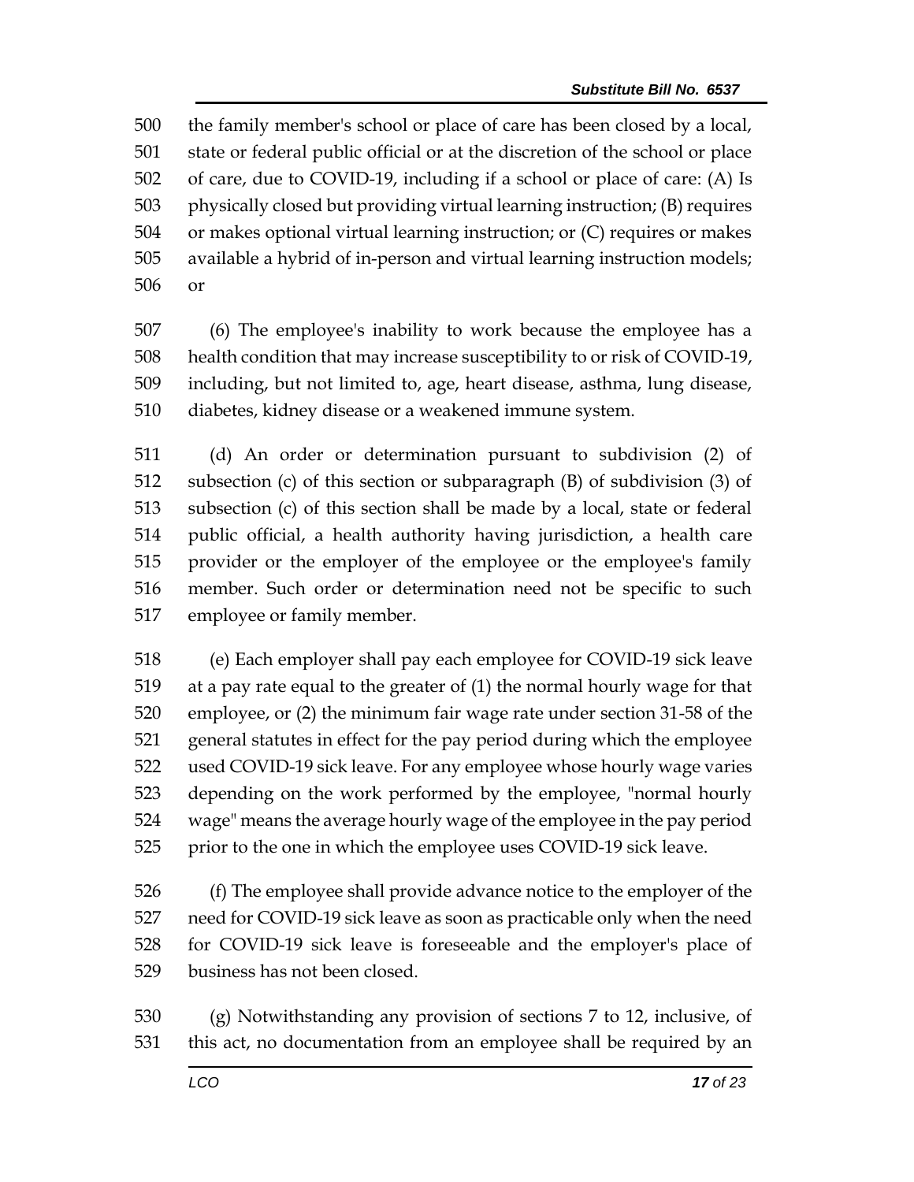the family member's school or place of care has been closed by a local, state or federal public official or at the discretion of the school or place of care, due to COVID-19, including if a school or place of care: (A) Is physically closed but providing virtual learning instruction; (B) requires or makes optional virtual learning instruction; or (C) requires or makes available a hybrid of in-person and virtual learning instruction models; or

(6) The employee's inability to work because the employee has a health condition that may increase susceptibility to or risk of COVID-19, including, but not limited to, age, heart disease, asthma, lung disease, diabetes, kidney disease or a weakened immune system.

(d) An order or determination pursuant to subdivision (2) of subsection (c) of this section or subparagraph (B) of subdivision (3) of subsection (c) of this section shall be made by a local, state or federal public official, a health authority having jurisdiction, a health care provider or the employer of the employee or the employee's family member. Such order or determination need not be specific to such employee or family member.

(e) Each employer shall pay each employee for COVID-19 sick leave at a pay rate equal to the greater of (1) the normal hourly wage for that employee, or (2) the minimum fair wage rate under section 31-58 of the general statutes in effect for the pay period during which the employee used COVID-19 sick leave. For any employee whose hourly wage varies depending on the work performed by the employee, "normal hourly wage" means the average hourly wage of the employee in the pay period prior to the one in which the employee uses COVID-19 sick leave.

(f) The employee shall provide advance notice to the employer of the need for COVID-19 sick leave as soon as practicable only when the need for COVID-19 sick leave is foreseeable and the employer's place of business has not been closed.

(g) Notwithstanding any provision of sections 7 to 12, inclusive, of this act, no documentation from an employee shall be required by an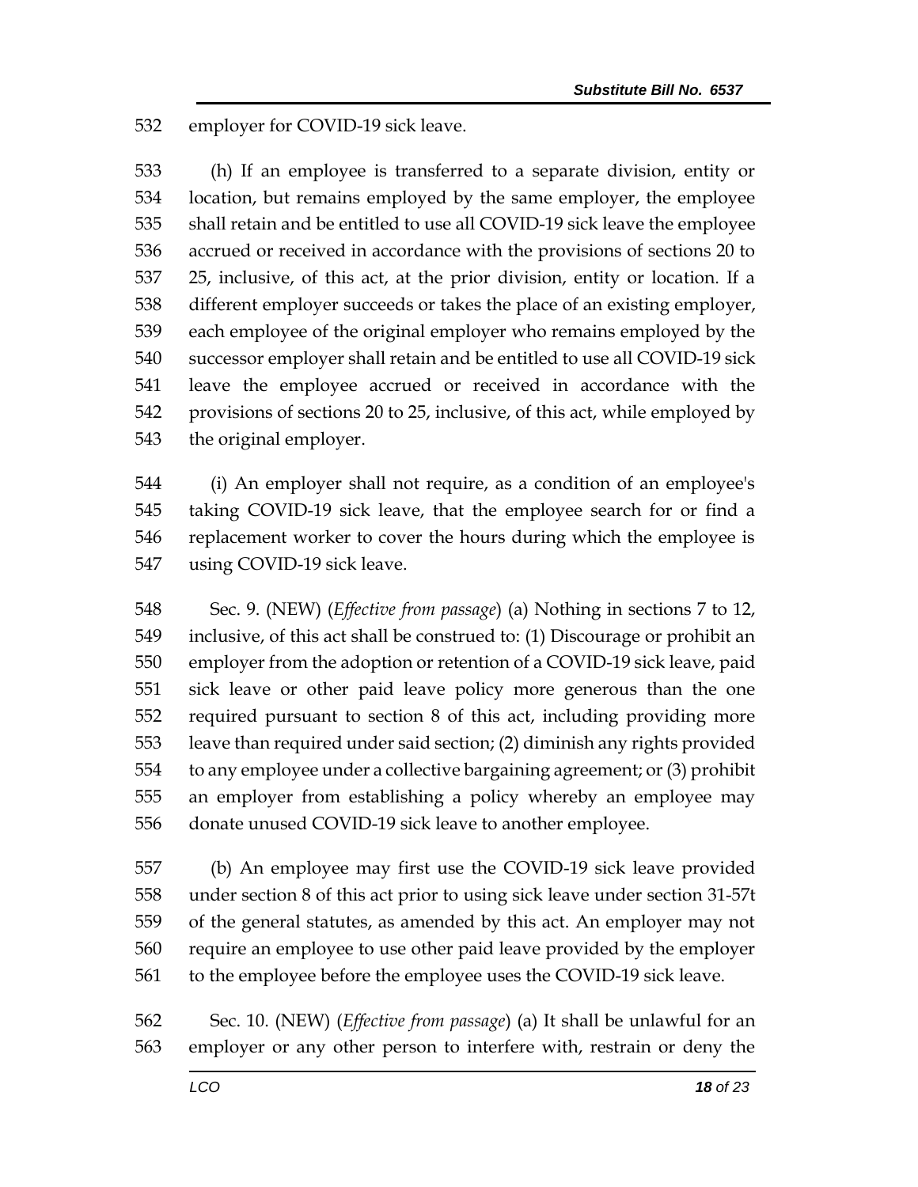employer for COVID-19 sick leave.

(h) If an employee is transferred to a separate division, entity or location, but remains employed by the same employer, the employee shall retain and be entitled to use all COVID-19 sick leave the employee accrued or received in accordance with the provisions of sections 20 to 25, inclusive, of this act, at the prior division, entity or location. If a different employer succeeds or takes the place of an existing employer, each employee of the original employer who remains employed by the successor employer shall retain and be entitled to use all COVID-19 sick leave the employee accrued or received in accordance with the provisions of sections 20 to 25, inclusive, of this act, while employed by the original employer.

(i) An employer shall not require, as a condition of an employee's taking COVID-19 sick leave, that the employee search for or find a replacement worker to cover the hours during which the employee is using COVID-19 sick leave.

Sec. 9. (NEW) (*Effective from passage*) (a) Nothing in sections 7 to 12, inclusive, of this act shall be construed to: (1) Discourage or prohibit an employer from the adoption or retention of a COVID-19 sick leave, paid sick leave or other paid leave policy more generous than the one required pursuant to section 8 of this act, including providing more leave than required under said section; (2) diminish any rights provided to any employee under a collective bargaining agreement; or (3) prohibit an employer from establishing a policy whereby an employee may donate unused COVID-19 sick leave to another employee.

(b) An employee may first use the COVID-19 sick leave provided under section 8 of this act prior to using sick leave under section 31-57t of the general statutes, as amended by this act. An employer may not require an employee to use other paid leave provided by the employer to the employee before the employee uses the COVID-19 sick leave.

Sec. 10. (NEW) (*Effective from passage*) (a) It shall be unlawful for an employer or any other person to interfere with, restrain or deny the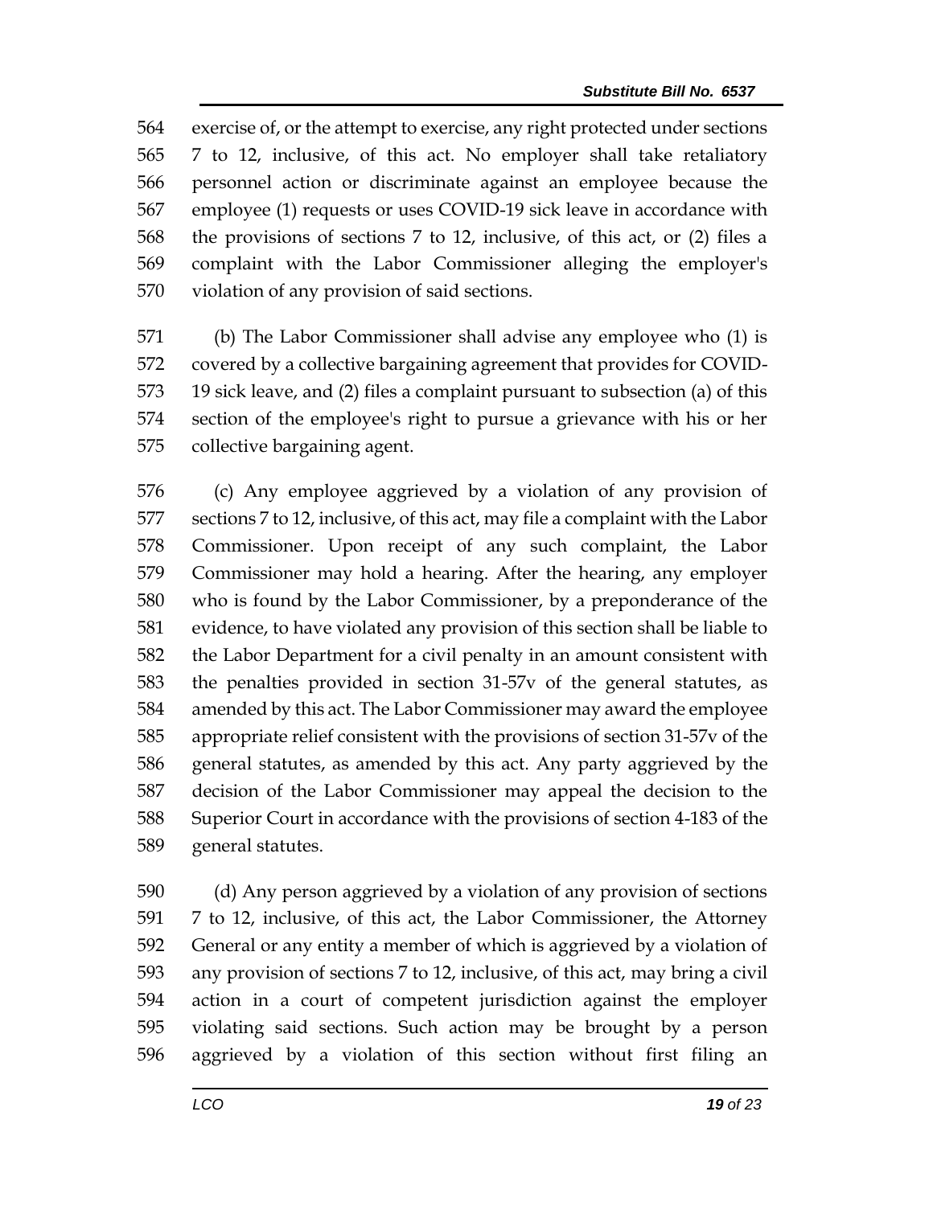exercise of, or the attempt to exercise, any right protected under sections 7 to 12, inclusive, of this act. No employer shall take retaliatory personnel action or discriminate against an employee because the employee (1) requests or uses COVID-19 sick leave in accordance with the provisions of sections 7 to 12, inclusive, of this act, or (2) files a complaint with the Labor Commissioner alleging the employer's violation of any provision of said sections.

(b) The Labor Commissioner shall advise any employee who (1) is covered by a collective bargaining agreement that provides for COVID-19 sick leave, and (2) files a complaint pursuant to subsection (a) of this section of the employee's right to pursue a grievance with his or her collective bargaining agent.

(c) Any employee aggrieved by a violation of any provision of sections 7 to 12, inclusive, of this act, may file a complaint with the Labor Commissioner. Upon receipt of any such complaint, the Labor Commissioner may hold a hearing. After the hearing, any employer who is found by the Labor Commissioner, by a preponderance of the evidence, to have violated any provision of this section shall be liable to the Labor Department for a civil penalty in an amount consistent with the penalties provided in section 31-57v of the general statutes, as amended by this act. The Labor Commissioner may award the employee appropriate relief consistent with the provisions of section 31-57v of the general statutes, as amended by this act. Any party aggrieved by the decision of the Labor Commissioner may appeal the decision to the Superior Court in accordance with the provisions of section 4-183 of the general statutes.

(d) Any person aggrieved by a violation of any provision of sections 7 to 12, inclusive, of this act, the Labor Commissioner, the Attorney General or any entity a member of which is aggrieved by a violation of any provision of sections 7 to 12, inclusive, of this act, may bring a civil action in a court of competent jurisdiction against the employer violating said sections. Such action may be brought by a person aggrieved by a violation of this section without first filing an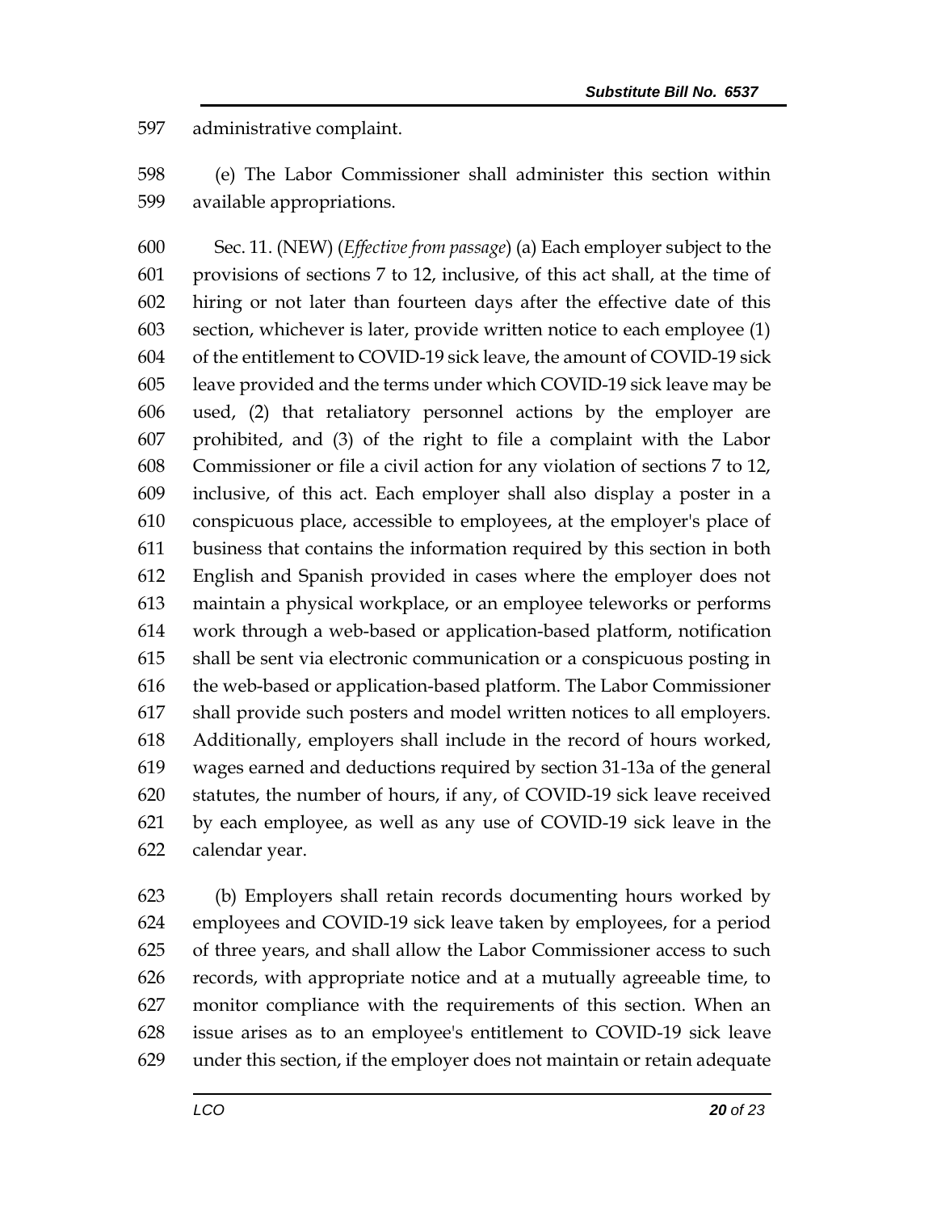administrative complaint.

(e) The Labor Commissioner shall administer this section within available appropriations.

Sec. 11. (NEW) (*Effective from passage*) (a) Each employer subject to the provisions of sections 7 to 12, inclusive, of this act shall, at the time of hiring or not later than fourteen days after the effective date of this section, whichever is later, provide written notice to each employee (1) of the entitlement to COVID-19 sick leave, the amount of COVID-19 sick leave provided and the terms under which COVID-19 sick leave may be used, (2) that retaliatory personnel actions by the employer are prohibited, and (3) of the right to file a complaint with the Labor Commissioner or file a civil action for any violation of sections 7 to 12, inclusive, of this act. Each employer shall also display a poster in a conspicuous place, accessible to employees, at the employer's place of business that contains the information required by this section in both English and Spanish provided in cases where the employer does not maintain a physical workplace, or an employee teleworks or performs work through a web-based or application-based platform, notification shall be sent via electronic communication or a conspicuous posting in the web-based or application-based platform. The Labor Commissioner shall provide such posters and model written notices to all employers. Additionally, employers shall include in the record of hours worked, wages earned and deductions required by section 31-13a of the general statutes, the number of hours, if any, of COVID-19 sick leave received by each employee, as well as any use of COVID-19 sick leave in the calendar year.

(b) Employers shall retain records documenting hours worked by employees and COVID-19 sick leave taken by employees, for a period of three years, and shall allow the Labor Commissioner access to such records, with appropriate notice and at a mutually agreeable time, to monitor compliance with the requirements of this section. When an issue arises as to an employee's entitlement to COVID-19 sick leave under this section, if the employer does not maintain or retain adequate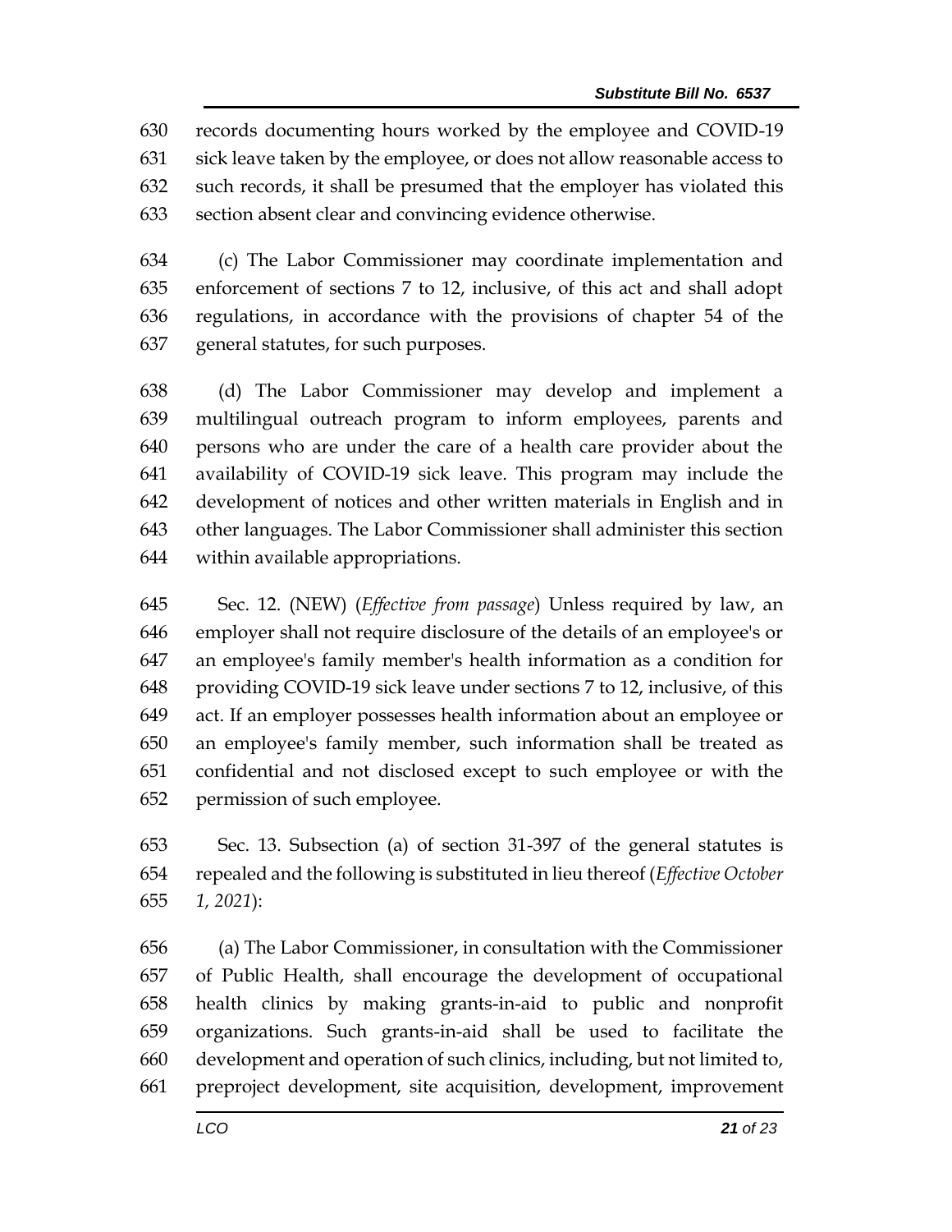records documenting hours worked by the employee and COVID-19 sick leave taken by the employee, or does not allow reasonable access to such records, it shall be presumed that the employer has violated this section absent clear and convincing evidence otherwise.

(c) The Labor Commissioner may coordinate implementation and enforcement of sections 7 to 12, inclusive, of this act and shall adopt regulations, in accordance with the provisions of chapter 54 of the general statutes, for such purposes.

(d) The Labor Commissioner may develop and implement a multilingual outreach program to inform employees, parents and persons who are under the care of a health care provider about the availability of COVID-19 sick leave. This program may include the development of notices and other written materials in English and in other languages. The Labor Commissioner shall administer this section within available appropriations.

Sec. 12. (NEW) (*Effective from passage*) Unless required by law, an employer shall not require disclosure of the details of an employee's or an employee's family member's health information as a condition for providing COVID-19 sick leave under sections 7 to 12, inclusive, of this act. If an employer possesses health information about an employee or an employee's family member, such information shall be treated as confidential and not disclosed except to such employee or with the permission of such employee.

Sec. 13. Subsection (a) of section 31-397 of the general statutes is repealed and the following is substituted in lieu thereof (*Effective October 1, 2021*):

(a) The Labor Commissioner, in consultation with the Commissioner of Public Health, shall encourage the development of occupational health clinics by making grants-in-aid to public and nonprofit organizations. Such grants-in-aid shall be used to facilitate the development and operation of such clinics, including, but not limited to, preproject development, site acquisition, development, improvement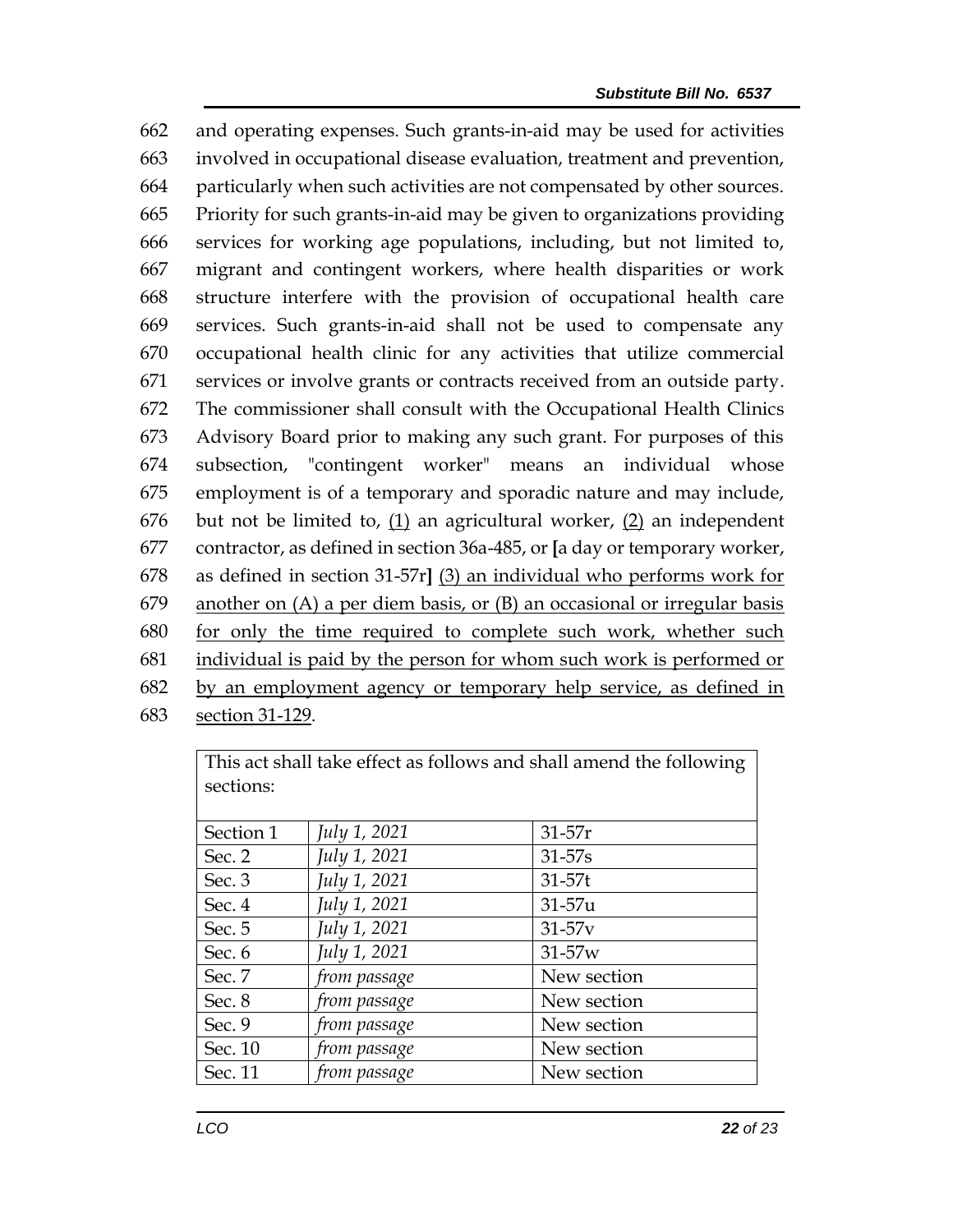662 and operating expenses. Such grants-in-aid may be used for activities
663 involved in occupational disease evaluation, treatment and prevention,
664 particularly when such activities are not compensated by other sources.
665 Priority for such grants-in-aid may be given to organizations providing
666 services for working age populations, including, but not limited to,
667 migrant and contingent workers, where health disparities or work
668 structure interfere with the provision of occupational health care
669 services. Such grants-in-aid shall not be used to compensate any
670 occupational health clinic for any activities that utilize commercial
671 services or involve grants or contracts received from an outside party.
672 The commissioner shall consult with the Occupational Health Clinics
673 Advisory Board prior to making any such grant. For purposes of this
674 subsection, "contingent worker" means an individual whose
675 employment is of a temporary and sporadic nature and may include,
676 but not be limited to, <u>(1)</u> an agricultural worker, <u>(2)</u> an independent
677 contractor, as defined in section 36a-485, or [a day or temporary worker,
678 as defined in section 31-57r] <u>(3) an individual who performs work for</u>
679 <u>another on (A) a per diem basis, or (B) an occasional or irregular basis</u>
680 <u>for only the time required to complete such work, whether such</u>
681 <u>individual is paid by the person for whom such work is performed or</u>
682 <u>by an employment agency or temporary help service, as defined in</u>
683 <u>section 31-129</u>.

| This act shall take effect as follows and shall amend the following sections: | | |
|---|---|---|
| Section 1 | *July 1, 2021* | 31-57r |
| Sec. 2 | *July 1, 2021* | 31-57s |
| Sec. 3 | *July 1, 2021* | 31-57t |
| Sec. 4 | *July 1, 2021* | 31-57u |
| Sec. 5 | *July 1, 2021* | 31-57v |
| Sec. 6 | *July 1, 2021* | 31-57w |
| Sec. 7 | *from passage* | New section |
| Sec. 8 | *from passage* | New section |
| Sec. 9 | *from passage* | New section |
| Sec. 10 | *from passage* | New section |
| Sec. 11 | *from passage* | New section |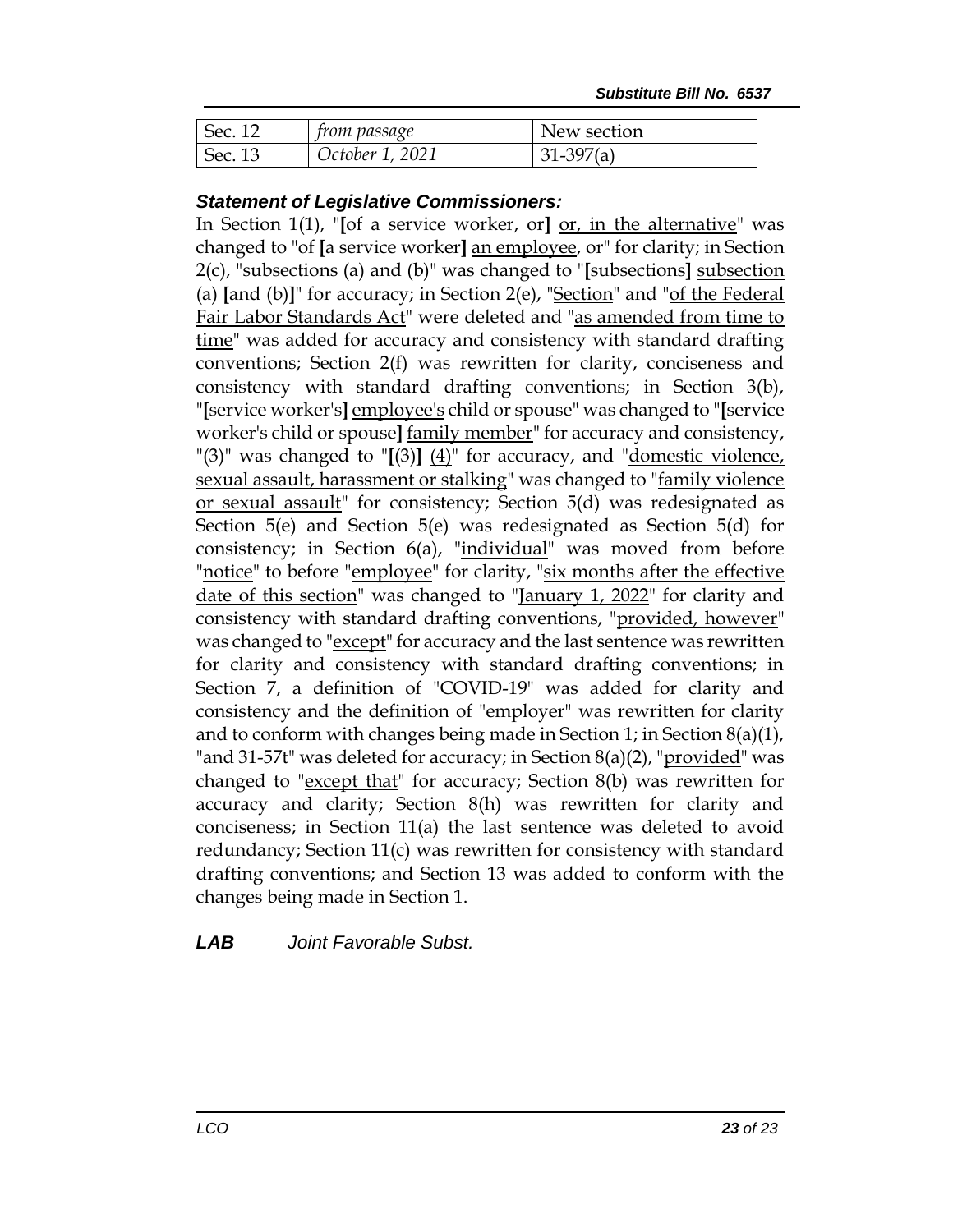| | | |
|---|---|---|
| Sec. 12 | *from passage* | New section |
| Sec. 13 | *October 1, 2021* | 31-397(a) |

***Statement of Legislative Commissioners:***

In Section 1(1), "**[**of a service worker, or**]** or, in the alternative" was changed to "of **[**a service worker**]** an employee, or" for clarity; in Section 2(c), "subsections (a) and (b)" was changed to "**[**subsections**]** subsection (a) **[**and (b)**]**" for accuracy; in Section 2(e), "Section" and "of the Federal Fair Labor Standards Act" were deleted and "as amended from time to time" was added for accuracy and consistency with standard drafting conventions; Section 2(f) was rewritten for clarity, conciseness and consistency with standard drafting conventions; in Section 3(b), "**[**service worker's**]** employee's child or spouse" was changed to "**[**service worker's child or spouse**]** family member" for accuracy and consistency, "(3)" was changed to "**[**(3)**]** (4)" for accuracy, and "domestic violence, sexual assault, harassment or stalking" was changed to "family violence or sexual assault" for consistency; Section 5(d) was redesignated as Section 5(e) and Section 5(e) was redesignated as Section 5(d) for consistency; in Section 6(a), "individual" was moved from before "notice" to before "employee" for clarity, "six months after the effective date of this section" was changed to "January 1, 2022" for clarity and consistency with standard drafting conventions, "provided, however" was changed to "except" for accuracy and the last sentence was rewritten for clarity and consistency with standard drafting conventions; in Section 7, a definition of "COVID-19" was added for clarity and consistency and the definition of "employer" was rewritten for clarity and to conform with changes being made in Section 1; in Section 8(a)(1), "and 31-57t" was deleted for accuracy; in Section 8(a)(2), "provided" was changed to "except that" for accuracy; Section 8(b) was rewritten for accuracy and clarity; Section 8(h) was rewritten for clarity and conciseness; in Section 11(a) the last sentence was deleted to avoid redundancy; Section 11(c) was rewritten for consistency with standard drafting conventions; and Section 13 was added to conform with the changes being made in Section 1.

***LAB*** *Joint Favorable Subst.*